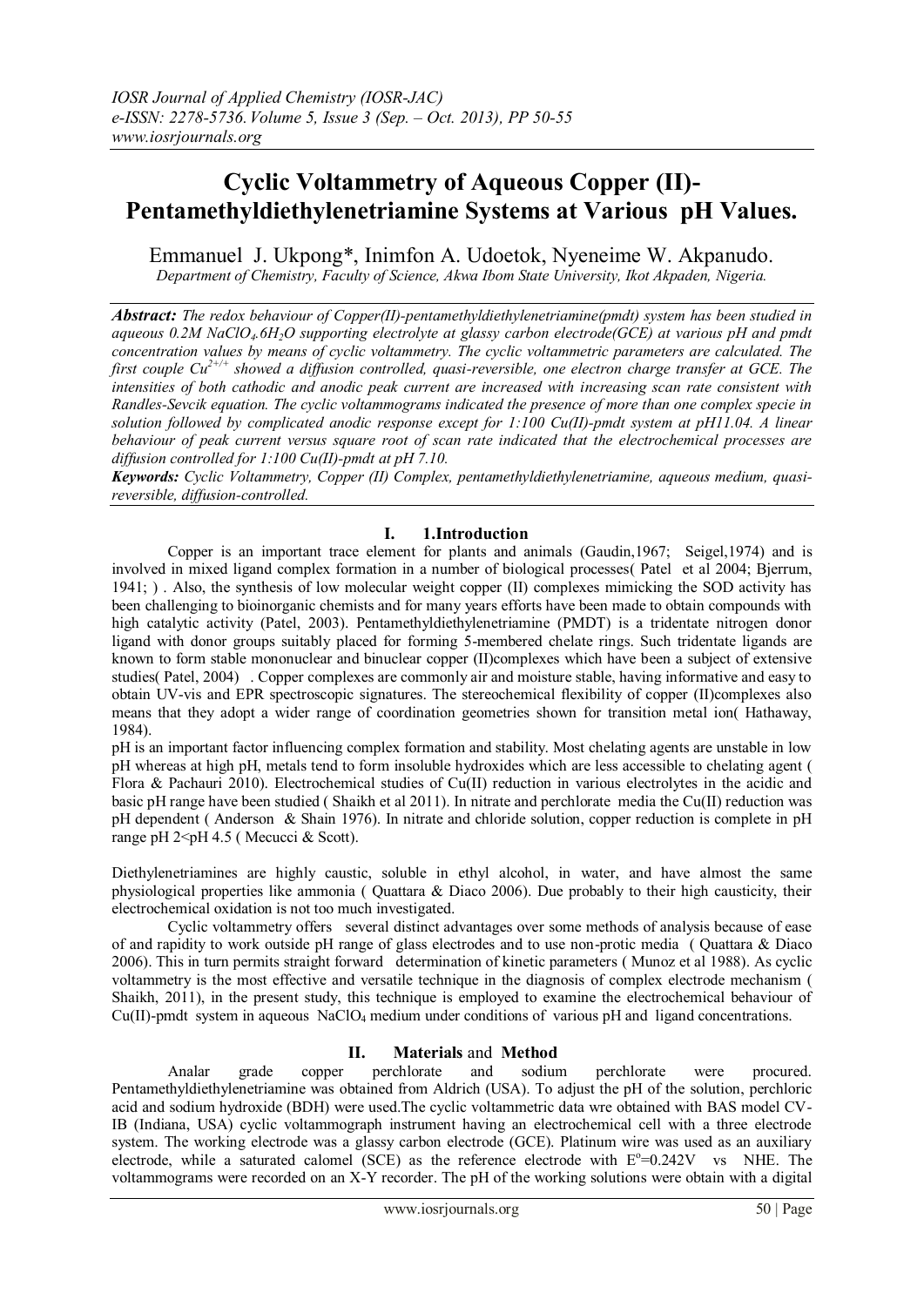# Cyclic Voltammetry of Aqueous Copper (II)-Pentamethyldiethylenetriamine Systems at Various pH Values.

Emmanuel J. Ukpong*, Inimfon A. Udoetok, Nyeneime W. Akpanudo.

*Department of Chemistry, Faculty of Science, Akwa Ibom State University, Ikot Akpaden, Nigeria.*

***Abstract:** The redox behaviour of Copper(II)-pentamethyldiethylenetriamine(pmdt) system has been studied in aqueous 0.2M $NaClO_4.6H_2O$ supporting electrolyte at glassy carbon electrode(GCE) at various pH and pmdt concentration values by means of cyclic voltammetry. The cyclic voltammetric parameters are calculated. The first couple $Cu^{2+/+}$ showed a diffusion controlled, quasi-reversible, one electron charge transfer at GCE. The intensities of both cathodic and anodic peak current are increased with increasing scan rate consistent with Randles-Sevcik equation. The cyclic voltammograms indicated the presence of more than one complex specie in solution followed by complicated anodic response except for 1:100 Cu(II)-pmdt system at pH11.04. A linear behaviour of peak current versus square root of scan rate indicated that the electrochemical processes are diffusion controlled for 1:100 Cu(II)-pmdt at pH 7.10.*

***Keywords:** Cyclic Voltammetry, Copper (II) Complex, pentamethyldiethylenetriamine, aqueous medium, quasi-reversible, diffusion-controlled.*

## I. 1.Introduction

Copper is an important trace element for plants and animals (Gaudin,1967; Seigel,1974) and is involved in mixed ligand complex formation in a number of biological processes( Patel et al 2004; Bjerrum, 1941; ) . Also, the synthesis of low molecular weight copper (II) complexes mimicking the SOD activity has been challenging to bioinorganic chemists and for many years efforts have been made to obtain compounds with high catalytic activity (Patel, 2003). Pentamethyldiethylenetriamine (PMDT) is a tridentate nitrogen donor ligand with donor groups suitably placed for forming 5-membered chelate rings. Such tridentate ligands are known to form stable mononuclear and binuclear copper (II)complexes which have been a subject of extensive studies( Patel, 2004) . Copper complexes are commonly air and moisture stable, having informative and easy to obtain UV-vis and EPR spectroscopic signatures. The stereochemical flexibility of copper (II)complexes also means that they adopt a wider range of coordination geometries shown for transition metal ion( Hathaway, 1984).

pH is an important factor influencing complex formation and stability. Most chelating agents are unstable in low pH whereas at high pH, metals tend to form insoluble hydroxides which are less accessible to chelating agent ( Flora & Pachauri 2010). Electrochemical studies of Cu(II) reduction in various electrolytes in the acidic and basic pH range have been studied ( Shaikh et al 2011). In nitrate and perchlorate media the Cu(II) reduction was pH dependent ( Anderson & Shain 1976). In nitrate and chloride solution, copper reduction is complete in pH range pH 2<pH 4.5 ( Mecucci & Scott).

Diethylenetriamines are highly caustic, soluble in ethyl alcohol, in water, and have almost the same physiological properties like ammonia ( Quattara & Diaco 2006). Due probably to their high causticity, their electrochemical oxidation is not too much investigated.

Cyclic voltammetry offers several distinct advantages over some methods of analysis because of ease of and rapidity to work outside pH range of glass electrodes and to use non-protic media ( Quattara & Diaco 2006). This in turn permits straight forward determination of kinetic parameters ( Munoz et al 1988). As cyclic voltammetry is the most effective and versatile technique in the diagnosis of complex electrode mechanism ( Shaikh, 2011), in the present study, this technique is employed to examine the electrochemical behaviour of Cu(II)-pmdt system in aqueous $NaClO_4$ medium under conditions of various pH and ligand concentrations.

## II. Materials and Method

Analar grade copper perchlorate and sodium perchlorate were procured. Pentamethyldiethylenetriamine was obtained from Aldrich (USA). To adjust the pH of the solution, perchloric acid and sodium hydroxide (BDH) were used.The cyclic voltammetric data wre obtained with BAS model CV-IB (Indiana, USA) cyclic voltammograph instrument having an electrochemical cell with a three electrode system. The working electrode was a glassy carbon electrode (GCE). Platinum wire was used as an auxiliary electrode, while a saturated calomel (SCE) as the reference electrode with $E^o$=0.242V vs NHE. The voltammograms were recorded on an X-Y recorder. The pH of the working solutions were obtain with a digital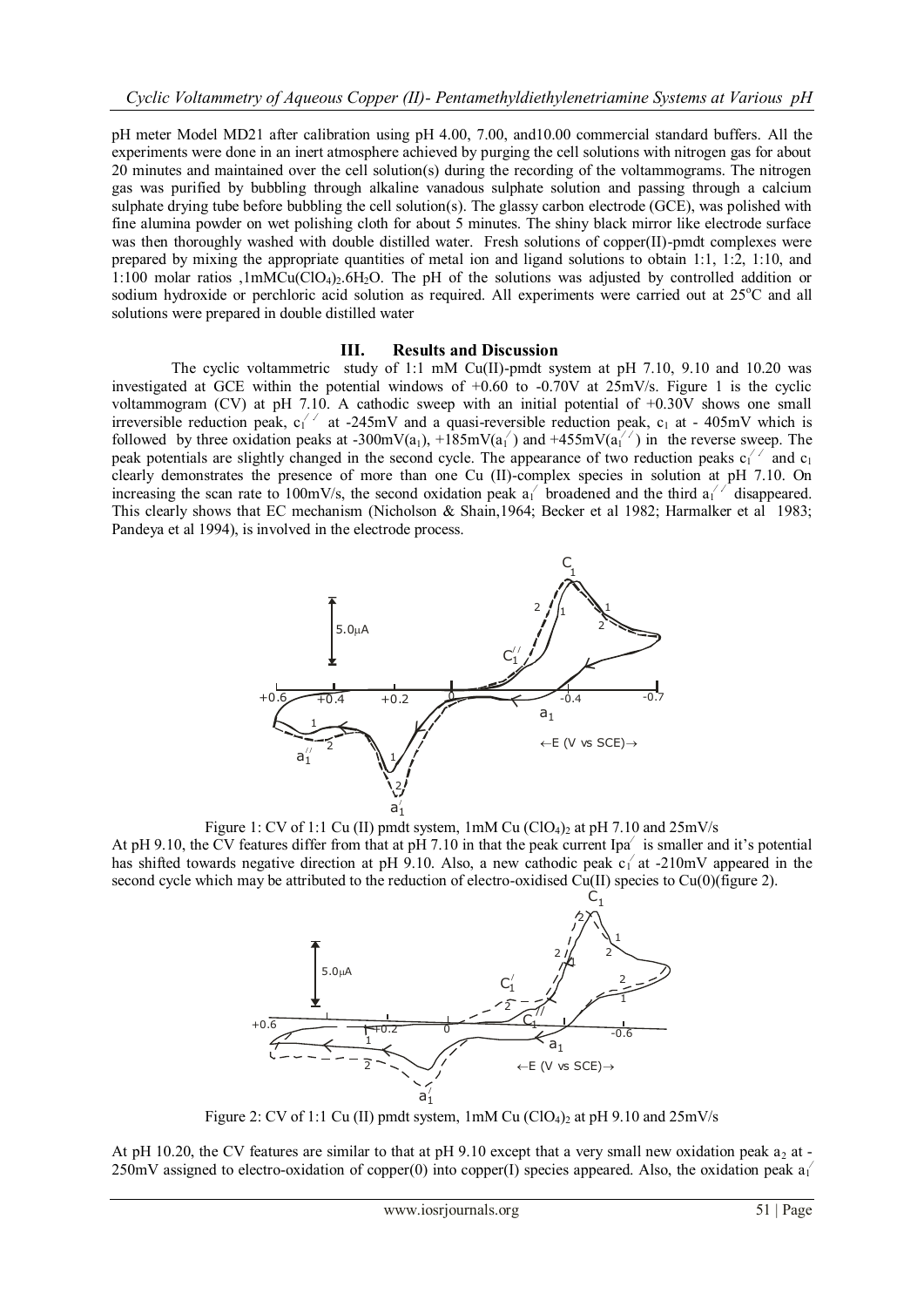pH meter Model MD21 after calibration using pH 4.00, 7.00, and10.00 commercial standard buffers. All the experiments were done in an inert atmosphere achieved by purging the cell solutions with nitrogen gas for about 20 minutes and maintained over the cell solution(s) during the recording of the voltammograms. The nitrogen gas was purified by bubbling through alkaline vanadous sulphate solution and passing through a calcium sulphate drying tube before bubbling the cell solution(s). The glassy carbon electrode (GCE), was polished with fine alumina powder on wet polishing cloth for about 5 minutes. The shiny black mirror like electrode surface was then thoroughly washed with double distilled water. Fresh solutions of copper(II)-pmdt complexes were prepared by mixing the appropriate quantities of metal ion and ligand solutions to obtain 1:1, 1:2, 1:10, and 1:100 molar ratios ,1mM$Cu(ClO_4)_2.6H_2O$. The pH of the solutions was adjusted by controlled addition or sodium hydroxide or perchloric acid solution as required. All experiments were carried out at 25°C and all solutions were prepared in double distilled water

## III. Results and Discussion

The cyclic voltammetric study of 1:1 mM Cu(II)-pmdt system at pH 7.10, 9.10 and 10.20 was investigated at GCE within the potential windows of +0.60 to -0.70V at 25mV/s. Figure 1 is the cyclic voltammogram (CV) at pH 7.10. A cathodic sweep with an initial potential of +0.30V shows one small irreversible reduction peak, $c_1^{//}$ at -245mV and a quasi-reversible reduction peak, $c_1$ at - 405mV which is followed by three oxidation peaks at -300mV($a_1$), +185mV($a_1^{/}$) and +455mV($a_1^{//}$) in the reverse sweep. The peak potentials are slightly changed in the second cycle. The appearance of two reduction peaks $c_1^{//}$ and $c_1$ clearly demonstrates the presence of more than one Cu (II)-complex species in solution at pH 7.10. On increasing the scan rate to 100mV/s, the second oxidation peak $a_1^{/}$ broadened and the third $a_1^{//}$ disappeared. This clearly shows that EC mechanism (Nicholson & Shain,1964; Becker et al 1982; Harmalker et al 1983; Pandeya et al 1994), is involved in the electrode process.

Figure 1: CV of 1:1 Cu (II) pmdt system, 1mM $Cu(ClO_4)_2$ at pH 7.10 and 25mV/s

At pH 9.10, the CV features differ from that at pH 7.10 in that the peak current $Ipa^{/}$ is smaller and it's potential has shifted towards negative direction at pH 9.10. Also, a new cathodic peak $c_1^{/}$ at -210mV appeared in the second cycle which may be attributed to the reduction of electro-oxidised Cu(II) species to Cu(0)(figure 2).

Figure 2: CV of 1:1 Cu (II) pmdt system, 1mM $Cu(ClO_4)_2$ at pH 9.10 and 25mV/s

At pH 10.20, the CV features are similar to that at pH 9.10 except that a very small new oxidation peak $a_2$ at -250mV assigned to electro-oxidation of copper(0) into copper(I) species appeared. Also, the oxidation peak $a_1^{/}$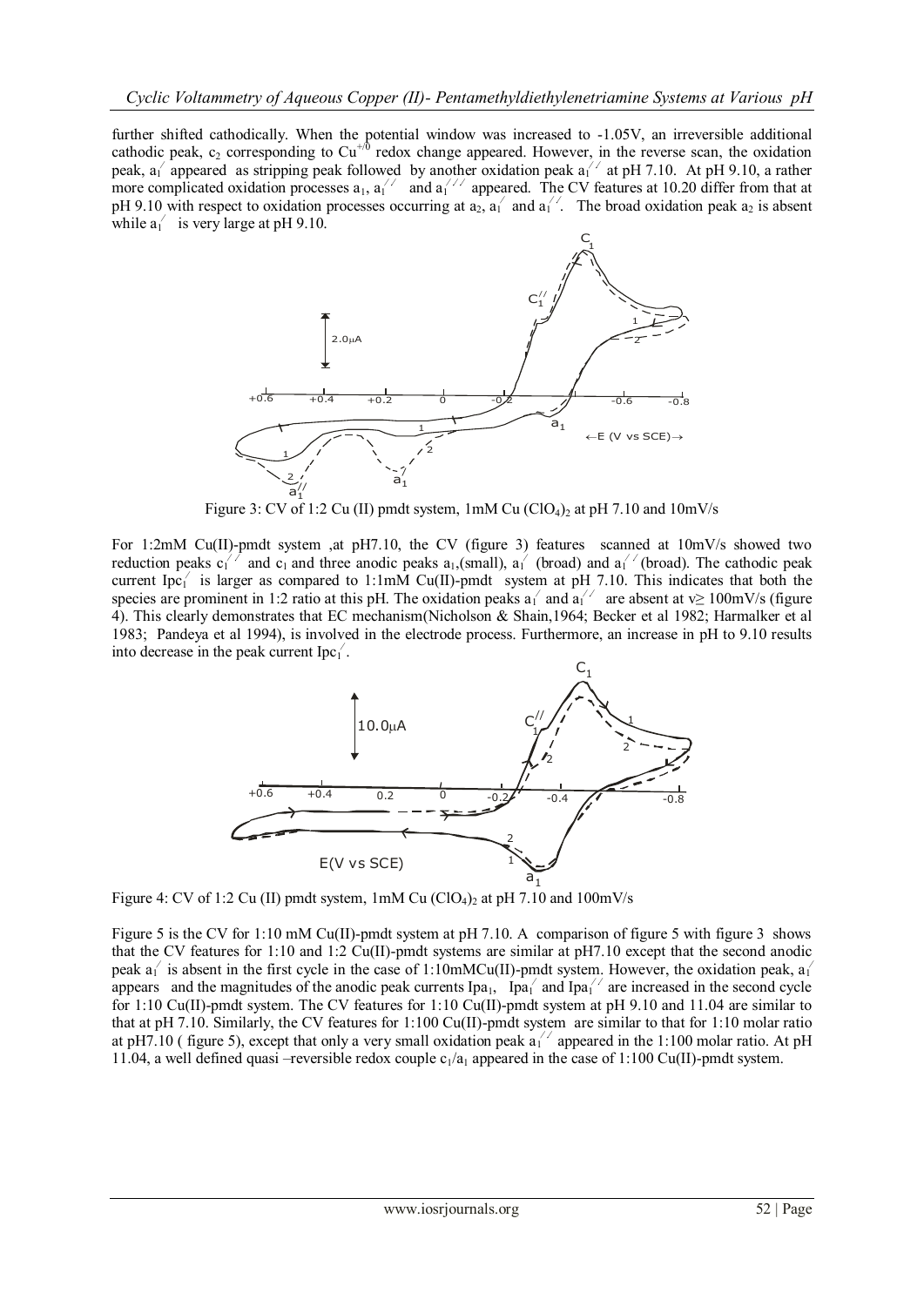further shifted cathodically. When the potential window was increased to -1.05V, an irreversible additional cathodic peak, $c_2$ corresponding to $Cu^{+/0}$ redox change appeared. However, in the reverse scan, the oxidation peak, $a_1^{/}$ appeared as stripping peak followed by another oxidation peak $a_1^{//}$ at pH 7.10. At pH 9.10, a rather more complicated oxidation processes $a_1$, $a_1^{//}$ and $a_1^{///}$ appeared. The CV features at 10.20 differ from that at pH 9.10 with respect to oxidation processes occurring at $a_2$, $a_1^{/}$ and $a_1^{//}$. The broad oxidation peak $a_2$ is absent while $a_1^{/}$ is very large at pH 9.10.

Figure 3: CV of 1:2 Cu (II) pmdt system, 1mM Cu $(ClO_4)_2$ at pH 7.10 and 10mV/s

For 1:2mM Cu(II)-pmdt system ,at pH7.10, the CV (figure 3) features scanned at 10mV/s showed two reduction peaks $c_1^{//}$ and $c_1$ and three anodic peaks $a_1$,(small), $a_1^{/}$ (broad) and $a_1^{//}$(broad). The cathodic peak current $Ipc_1^{/}$ is larger as compared to 1:1mM Cu(II)-pmdt system at pH 7.10. This indicates that both the species are prominent in 1:2 ratio at this pH. The oxidation peaks $a_1^{/}$ and $a_1^{//}$ are absent at $v \geq 100$mV/s (figure 4). This clearly demonstrates that EC mechanism(Nicholson & Shain,1964; Becker et al 1982; Harmalker et al 1983; Pandeya et al 1994), is involved in the electrode process. Furthermore, an increase in pH to 9.10 results into decrease in the peak current $Ipc_1^{/}$.

Figure 4: CV of 1:2 Cu (II) pmdt system, 1mM Cu $(ClO_4)_2$ at pH 7.10 and 100mV/s

Figure 5 is the CV for 1:10 mM Cu(II)-pmdt system at pH 7.10. A comparison of figure 5 with figure 3 shows that the CV features for 1:10 and 1:2 Cu(II)-pmdt systems are similar at pH7.10 except that the second anodic peak $a_1^{/}$ is absent in the first cycle in the case of 1:10mMCu(II)-pmdt system. However, the oxidation peak, $a_1^{/}$ appears and the magnitudes of the anodic peak currents $Ipa_1$, $Ipa_1^{/}$ and $Ipa_1^{//}$ are increased in the second cycle for 1:10 Cu(II)-pmdt system. The CV features for 1:10 Cu(II)-pmdt system at pH 9.10 and 11.04 are similar to that at pH 7.10. Similarly, the CV features for 1:100 Cu(II)-pmdt system are similar to that for 1:10 molar ratio at pH7.10 ( figure 5), except that only a very small oxidation peak $a_1^{//}$ appeared in the 1:100 molar ratio. At pH 11.04, a well defined quasi –reversible redox couple $c_1/a_1$ appeared in the case of 1:100 Cu(II)-pmdt system.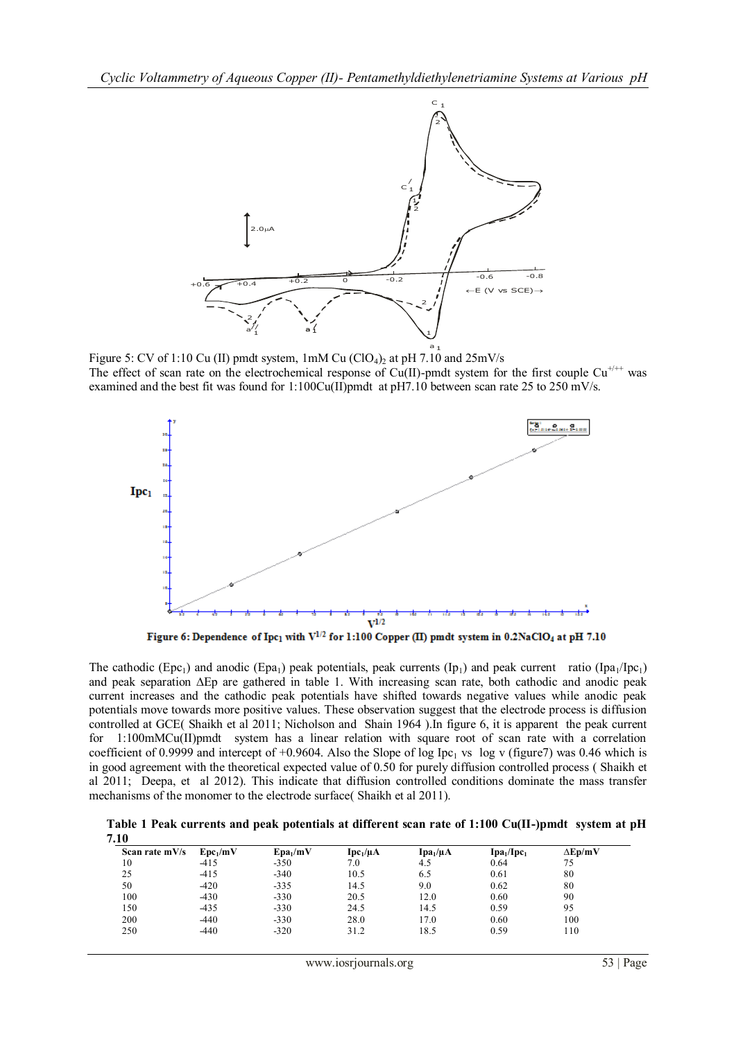Figure 5: CV of 1:10 Cu (II) pmdt system, 1mM Cu $(ClO_4)_2$ at pH 7.10 and 25mV/s

The effect of scan rate on the electrochemical response of Cu(II)-pmdt system for the first couple $Cu^{+/++}$ was examined and the best fit was found for 1:100Cu(II)pmdt at pH7.10 between scan rate 25 to 250 mV/s.

**Figure 6: Dependence of $Ipc_1$ with $V^{1/2}$ for 1:100 Copper (II) pmdt system in 0.2NaClO$_4$ at pH 7.10**

The cathodic ($Epc_1$) and anodic ($Epa_1$) peak potentials, peak currents ($Ip_1$) and peak current ratio ($Ipa_1/Ipc_1$) and peak separation ΔEp are gathered in table 1. With increasing scan rate, both cathodic and anodic peak current increases and the cathodic peak potentials have shifted towards negative values while anodic peak potentials move towards more positive values. These observation suggest that the electrode process is diffusion controlled at GCE( Shaikh et al 2011; Nicholson and Shain 1964 ).In figure 6, it is apparent the peak current for 1:100mMCu(II)pmdt system has a linear relation with square root of scan rate with a correlation coefficient of 0.9999 and intercept of +0.9604. Also the Slope of log $Ipc_1$ vs log v (figure7) was 0.46 which is in good agreement with the theoretical expected value of 0.50 for purely diffusion controlled process ( Shaikh et al 2011; Deepa, et al 2012). This indicate that diffusion controlled conditions dominate the mass transfer mechanisms of the monomer to the electrode surface( Shaikh et al 2011).

**Table 1 Peak currents and peak potentials at different scan rate of 1:100 Cu(II-)pmdt system at pH 7.10**

| Scan rate mV/s | $Epc_1$/mV | $Epa_1$/mV | $Ipc_1$/µA | $Ipa_1$/µA | $Ipa_1/Ipc_1$ | ΔEp/mV |
|---|---|---|---|---|---|---|
| 10 | -415 | -350 | 7.0 | 4.5 | 0.64 | 75 |
| 25 | -415 | -340 | 10.5 | 6.5 | 0.61 | 80 |
| 50 | -420 | -335 | 14.5 | 9.0 | 0.62 | 80 |
| 100 | -430 | -330 | 20.5 | 12.0 | 0.60 | 90 |
| 150 | -435 | -330 | 24.5 | 14.5 | 0.59 | 95 |
| 200 | -440 | -330 | 28.0 | 17.0 | 0.60 | 100 |
| 250 | -440 | -320 | 31.2 | 18.5 | 0.59 | 110 |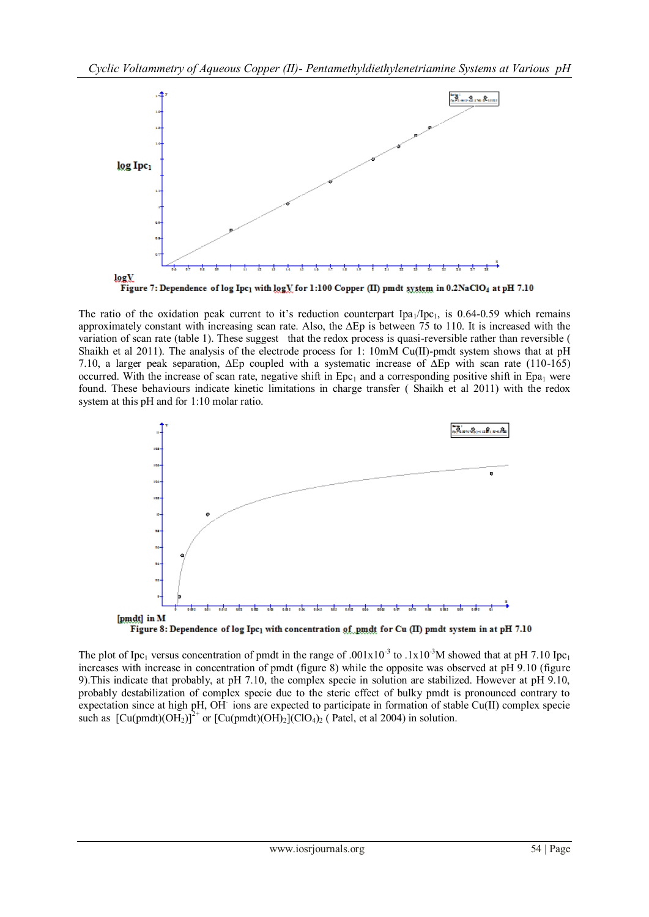log $Ipc_1$

logV

**Figure 7: Dependence of log $Ipc_1$ with logV for 1:100 Copper (II) pmdt system in 0.2NaClO$_4$ at pH 7.10**

The ratio of the oxidation peak current to it's reduction counterpart $Ipa_1/Ipc_1$, is 0.64-0.59 which remains approximately constant with increasing scan rate. Also, the ΔEp is between 75 to 110. It is increased with the variation of scan rate (table 1). These suggest that the redox process is quasi-reversible rather than reversible ( Shaikh et al 2011). The analysis of the electrode process for 1: 10mM Cu(II)-pmdt system shows that at pH 7.10, a larger peak separation, ΔEp coupled with a systematic increase of ΔEp with scan rate (110-165) occurred. With the increase of scan rate, negative shift in $Epc_1$ and a corresponding positive shift in $Epa_1$ were found. These behaviours indicate kinetic limitations in charge transfer ( Shaikh et al 2011) with the redox system at this pH and for 1:10 molar ratio.

[pmdt] in M

**Figure 8: Dependence of log $Ipc_1$ with concentration of pmdt for Cu (II) pmdt system in at pH 7.10**

The plot of $Ipc_1$ versus concentration of pmdt in the range of $.001x10^{-3}$ to $.1x10^{-3}$M showed that at pH 7.10 $Ipc_1$ increases with increase in concentration of pmdt (figure 8) while the opposite was observed at pH 9.10 (figure 9).This indicate that probably, at pH 7.10, the complex specie in solution are stabilized. However at pH 9.10, probably destabilization of complex specie due to the steric effect of bulky pmdt is pronounced contrary to expectation since at high pH, $OH^-$ ions are expected to participate in formation of stable Cu(II) complex specie such as $[Cu(pmdt)(OH_2)]^{2+}$ or $[Cu(pmdt)(OH)_2](ClO_4)_2$ ( Patel, et al 2004) in solution.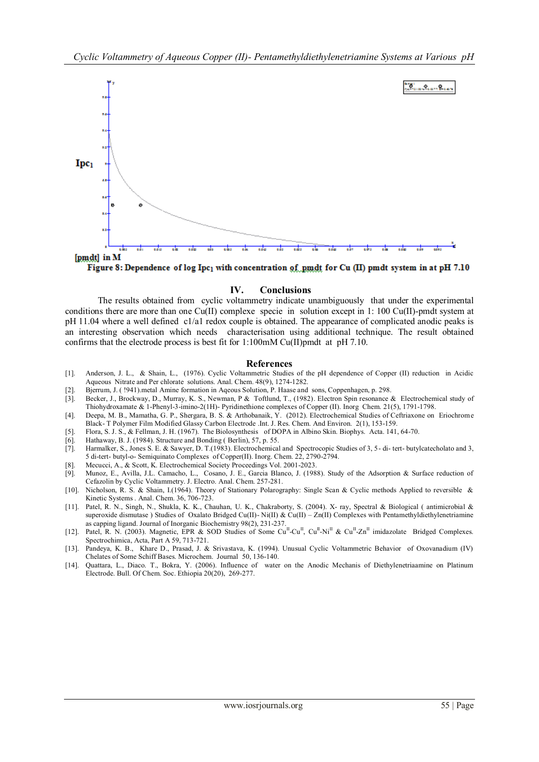Ipc$_1$

[pmdt] in M

**Figure 8: Dependence of log Ipc$_1$ with concentration of pmdt for Cu (II) pmdt system in at pH 7.10**

## IV. Conclusions

The results obtained from cyclic voltammetry indicate unambiguously that under the experimental conditions there are more than one Cu(II) complexe specie in solution except in 1: 100 Cu(II)-pmdt system at pH 11.04 where a well defined c1/a1 redox couple is obtained. The appearance of complicated anodic peaks is an interesting observation which needs characterisation using additional technique. The result obtained confirms that the electrode process is best fit for 1:100mM Cu(II)pmdt at pH 7.10.

## References

[1]. Anderson, J. L., & Shain, L., (1976). Cyclic Voltammetric Studies of the pH dependence of Copper (II) reduction in Acidic Aqueous Nitrate and Per chlorate solutions. Anal. Chem. 48(9), 1274-1282.

[2]. Bjerrum, J. ( !941).metal Amine formation in Aqeous Solution, P. Haase and sons, Coppenhagen, p. 298.

[3]. Becker, J., Brockway, D., Murray, K. S., Newman, P & Toftlund, T., (1982). Electron Spin resonance & Electrochemical study of Thiohydroxamate & 1-Phenyl-3-imino-2(1H)- Pyridinethione complexes of Copper (II). Inorg Chem. 21(5), 1791-1798.

[4]. Deepa, M. B., Mamatha, G. P., Shergara, B. S. & Arthobanaik, Y. (2012). Electrochemical Studies of Ceftriaxone on Eriochrome Black- T Polymer Film Modified Glassy Carbon Electrode .Int. J. Res. Chem. And Environ. 2(1), 153-159.

[5]. Flora, S. J. S., & Fellman, J. H. (1967). The Biolosynthesis of DOPA in Albino Skin. Biophys. Acta. 141, 64-70.

[6]. Hathaway, B. J. (1984). Structure and Bonding ( Berlin), 57, p. 55.

[7]. Harmalker, S., Jones S. E. & Sawyer, D. T.(1983). Electrochemical and Spectrocopic Studies of 3, 5- di- tert- butylcatecholato and 3, 5 di-tert- butyl-o- Semiquinato Complexes of Copper(II). Inorg. Chem. 22, 2790-2794.

[8]. Mecucci, A., & Scott, K. Electrochemical Society Proceedings Vol. 2001-2023.

[9]. Munoz, E., Avilla, J.L. Camacho, L., Cosano, J. E., Garcia Blanco, J. (1988). Study of the Adsorption & Surface reduction of Cefazolin by Cyclic Voltammetry. J. Electro. Anal. Chem. 257-281.

[10]. Nicholson, R. S. & Shain, I.(1964). Theory of Stationary Polarography: Single Scan & Cyclic methods Applied to reversible & Kinetic Systems . Anal. Chem. 36, 706-723.

[11]. Patel, R. N., Singh, N., Shukla, K. K., Chauhan, U. K., Chakraborty, S. (2004). X- ray, Spectral & Biological ( antimicrobial & superoxide dismutase ) Studies of Oxalato Bridged Cu(II)- Ni(II) & Cu(II) – Zn(II) Complexes with Pentamethyldiethylenetriamine as capping ligand. Journal of Inorganic Biochemistry 98(2), 231-237.

[12]. Patel, R. N. (2003). Magnetic, EPR & SOD Studies of Some $Cu^{II}$-$Cu^{II}$, $Cu^{II}$-$Ni^{II}$ & $Cu^{II}$-$Zn^{II}$ imidazolate Bridged Complexes. Spectrochimica, Acta, Part A 59, 713-721.

[13]. Pandeya, K. B., Khare D., Prasad, J. & Srivastava, K. (1994). Unusual Cyclic Voltammetric Behavior of Oxovanadium (IV) Chelates of Some Schiff Bases. Microchem. Journal 50, 136-140.

[14]. Quattara, L., Diaco. T., Bokra, Y. (2006). Influence of water on the Anodic Mechanis of Diethylenetriaamine on Platinum Electrode. Bull. Of Chem. Soc. Ethiopia 20(20), 269-277.